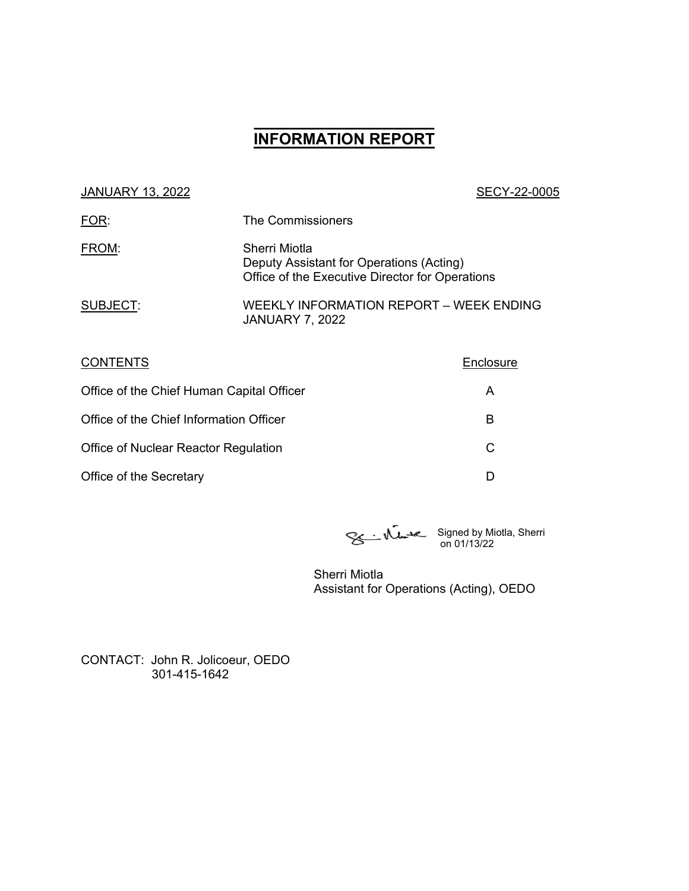# INFORMATION REPORT

JANUARY 13, 2022 SECY-22-0005

FOR: The Commissioners

FROM: Sherri Miotla
Deputy Assistant for Operations (Acting)
Office of the Executive Director for Operations

SUBJECT: WEEKLY INFORMATION REPORT – WEEK ENDING JANUARY 7, 2022

| CONTENTS | Enclosure |
| --- | --- |
| Office of the Chief Human Capital Officer | A |
| Office of the Chief Information Officer | B |
| Office of Nuclear Reactor Regulation | C |
| Office of the Secretary | D |

Signed by Miotla, Sherri on 01/13/22

Sherri Miotla
Assistant for Operations (Acting), OEDO

CONTACT: John R. Jolicoeur, OEDO
301-415-1642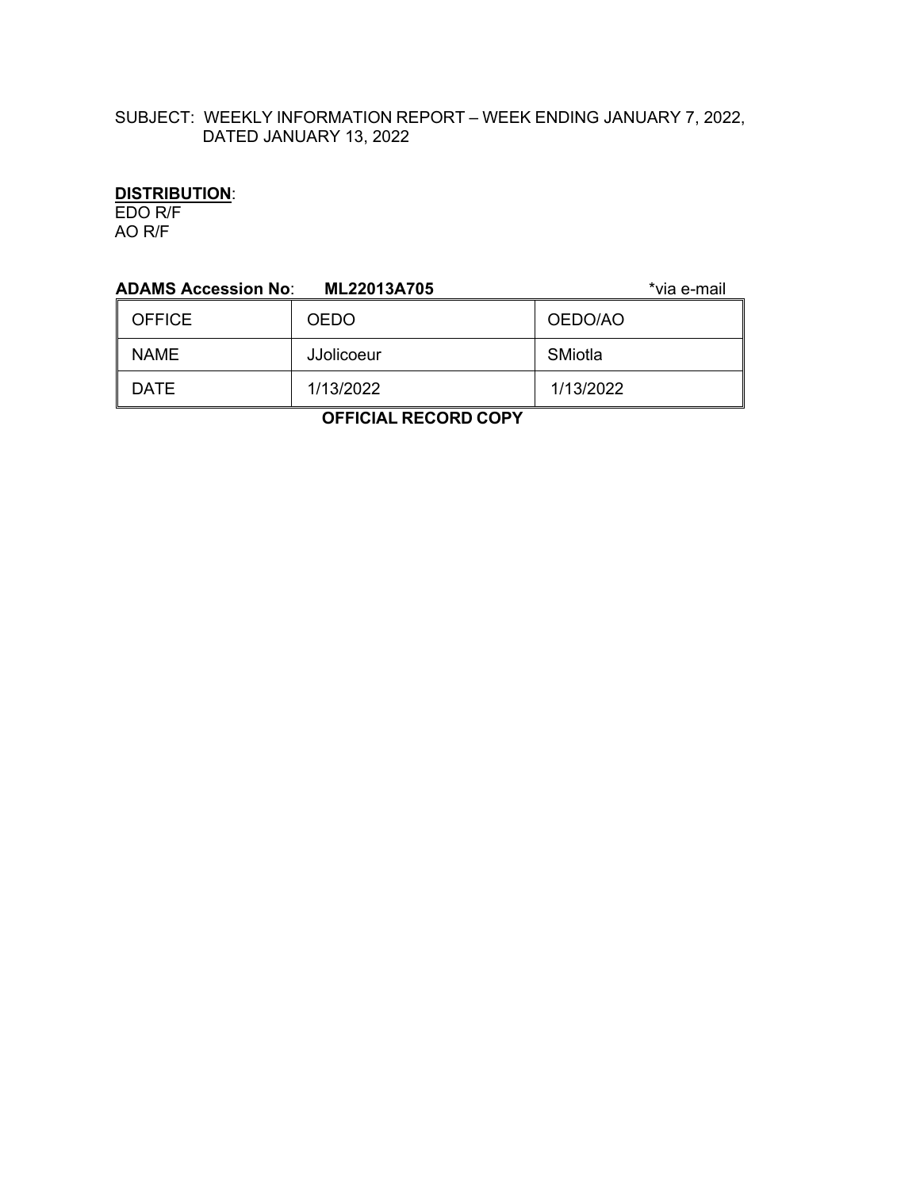SUBJECT: WEEKLY INFORMATION REPORT – WEEK ENDING JANUARY 7, 2022, DATED JANUARY 13, 2022

**DISTRIBUTION**:
EDO R/F
AO R/F

**ADAMS Accession No**: **ML22013A705** *via e-mail

| OFFICE | OEDO | OEDO/AO |
|---|---|---|
| NAME | JJolicoeur | SMiotla |
| DATE | 1/13/2022 | 1/13/2022 |

**OFFICIAL RECORD COPY**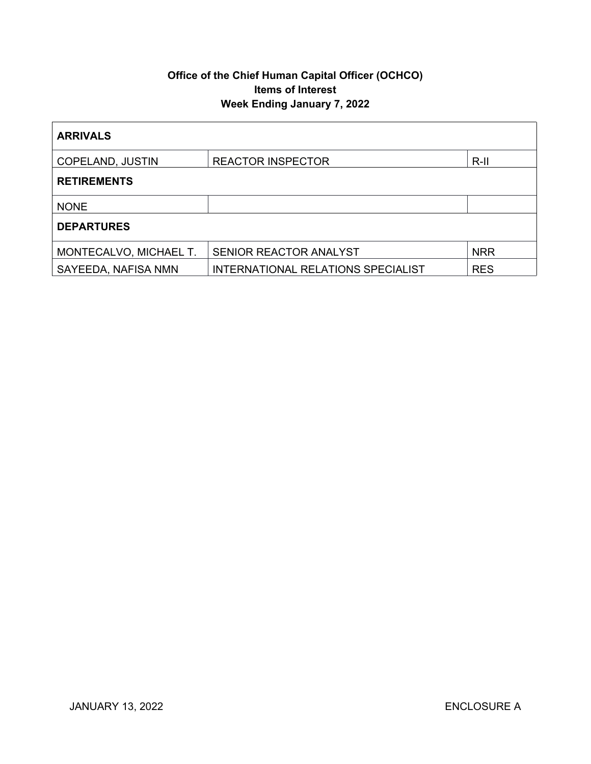**Office of the Chief Human Capital Officer (OCHCO)**
**Items of Interest**
**Week Ending January 7, 2022**

| **ARRIVALS** | | |
|---|---|---|
| COPELAND, JUSTIN | REACTOR INSPECTOR | R-II |
| **RETIREMENTS** | | |
| NONE | | |
| **DEPARTURES** | | |
| MONTECALVO, MICHAEL T. | SENIOR REACTOR ANALYST | NRR |
| SAYEEDA, NAFISA NMN | INTERNATIONAL RELATIONS SPECIALIST | RES |

JANUARY 13, 2022 ENCLOSURE A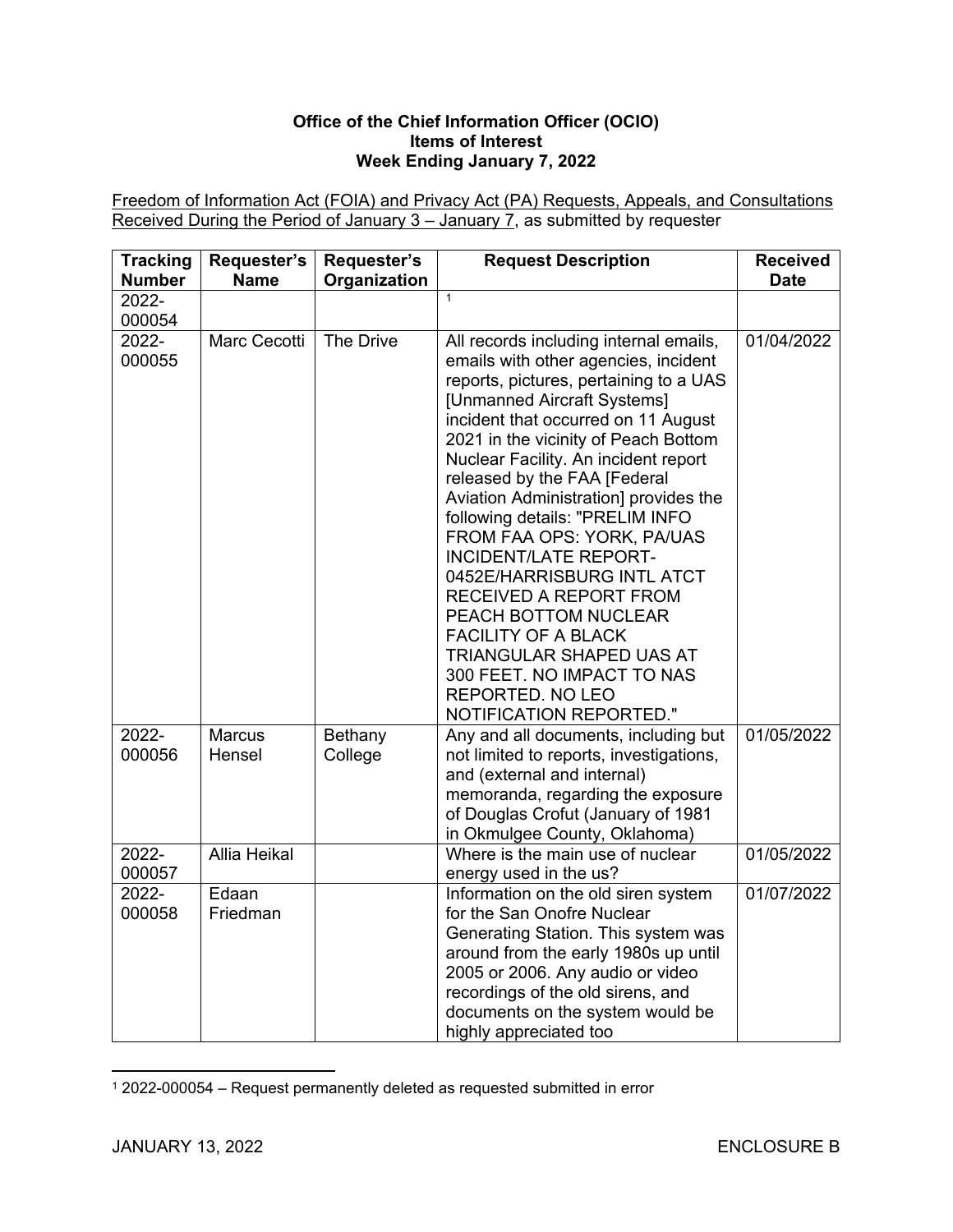**Office of the Chief Information Officer (OCIO)**
**Items of Interest**
**Week Ending January 7, 2022**

Freedom of Information Act (FOIA) and Privacy Act (PA) Requests, Appeals, and Consultations Received During the Period of January 3 – January 7, as submitted by requester

| Tracking Number | Requester's Name | Requester's Organization | Request Description | Received Date |
|---|---|---|---|---|
| 2022-000054 | | | [1] | |
| 2022-000055 | Marc Cecotti | The Drive | All records including internal emails, emails with other agencies, incident reports, pictures, pertaining to a UAS [Unmanned Aircraft Systems] incident that occurred on 11 August 2021 in the vicinity of Peach Bottom Nuclear Facility. An incident report released by the FAA [Federal Aviation Administration] provides the following details: "PRELIM INFO FROM FAA OPS: YORK, PA/UAS INCIDENT/LATE REPORT-0452E/HARRISBURG INTL ATCT RECEIVED A REPORT FROM PEACH BOTTOM NUCLEAR FACILITY OF A BLACK TRIANGULAR SHAPED UAS AT 300 FEET. NO IMPACT TO NAS REPORTED. NO LEO NOTIFICATION REPORTED." | 01/04/2022 |
| 2022-000056 | Marcus Hensel | Bethany College | Any and all documents, including but not limited to reports, investigations, and (external and internal) memoranda, regarding the exposure of Douglas Crofut (January of 1981 in Okmulgee County, Oklahoma) | 01/05/2022 |
| 2022-000057 | Allia Heikal | | Where is the main use of nuclear energy used in the us? | 01/05/2022 |
| 2022-000058 | Edaan Friedman | | Information on the old siren system for the San Onofre Nuclear Generating Station. This system was around from the early 1980s up until 2005 or 2006. Any audio or video recordings of the old sirens, and documents on the system would be highly appreciated too | 01/07/2022 |

[1] 2022-000054 – Request permanently deleted as requested submitted in error

JANUARY 13, 2022 ENCLOSURE B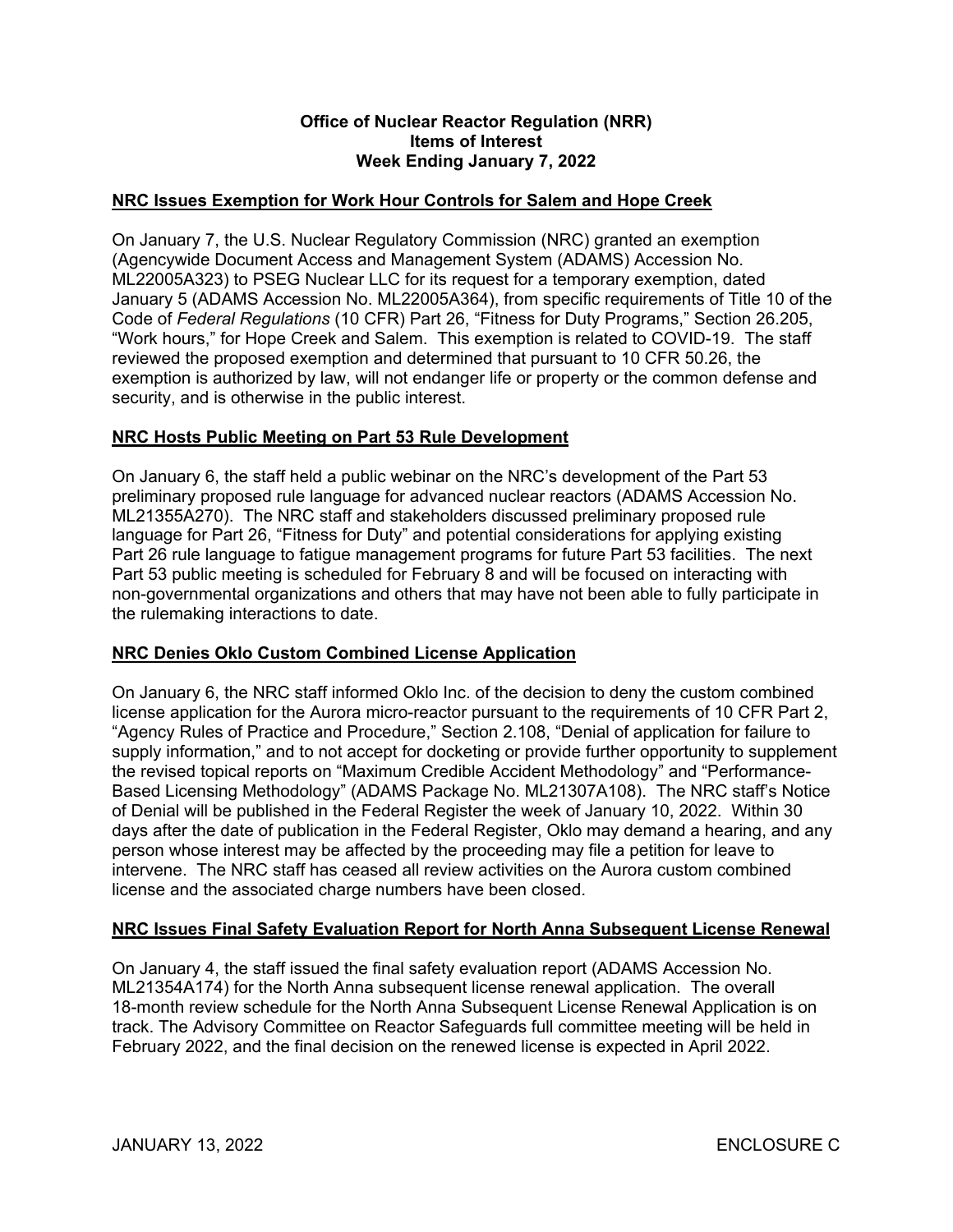**Office of Nuclear Reactor Regulation (NRR)**
**Items of Interest**
**Week Ending January 7, 2022**

## NRC Issues Exemption for Work Hour Controls for Salem and Hope Creek

On January 7, the U.S. Nuclear Regulatory Commission (NRC) granted an exemption (Agencywide Document Access and Management System (ADAMS) Accession No. ML22005A323) to PSEG Nuclear LLC for its request for a temporary exemption, dated January 5 (ADAMS Accession No. ML22005A364), from specific requirements of Title 10 of the Code of *Federal Regulations* (10 CFR) Part 26, "Fitness for Duty Programs," Section 26.205, "Work hours," for Hope Creek and Salem. This exemption is related to COVID-19. The staff reviewed the proposed exemption and determined that pursuant to 10 CFR 50.26, the exemption is authorized by law, will not endanger life or property or the common defense and security, and is otherwise in the public interest.

## NRC Hosts Public Meeting on Part 53 Rule Development

On January 6, the staff held a public webinar on the NRC's development of the Part 53 preliminary proposed rule language for advanced nuclear reactors (ADAMS Accession No. ML21355A270). The NRC staff and stakeholders discussed preliminary proposed rule language for Part 26, "Fitness for Duty" and potential considerations for applying existing Part 26 rule language to fatigue management programs for future Part 53 facilities. The next Part 53 public meeting is scheduled for February 8 and will be focused on interacting with non-governmental organizations and others that may have not been able to fully participate in the rulemaking interactions to date.

## NRC Denies Oklo Custom Combined License Application

On January 6, the NRC staff informed Oklo Inc. of the decision to deny the custom combined license application for the Aurora micro-reactor pursuant to the requirements of 10 CFR Part 2, "Agency Rules of Practice and Procedure," Section 2.108, "Denial of application for failure to supply information," and to not accept for docketing or provide further opportunity to supplement the revised topical reports on "Maximum Credible Accident Methodology" and "Performance-Based Licensing Methodology" (ADAMS Package No. ML21307A108). The NRC staff's Notice of Denial will be published in the Federal Register the week of January 10, 2022. Within 30 days after the date of publication in the Federal Register, Oklo may demand a hearing, and any person whose interest may be affected by the proceeding may file a petition for leave to intervene. The NRC staff has ceased all review activities on the Aurora custom combined license and the associated charge numbers have been closed.

## NRC Issues Final Safety Evaluation Report for North Anna Subsequent License Renewal

On January 4, the staff issued the final safety evaluation report (ADAMS Accession No. ML21354A174) for the North Anna subsequent license renewal application. The overall 18-month review schedule for the North Anna Subsequent License Renewal Application is on track. The Advisory Committee on Reactor Safeguards full committee meeting will be held in February 2022, and the final decision on the renewed license is expected in April 2022.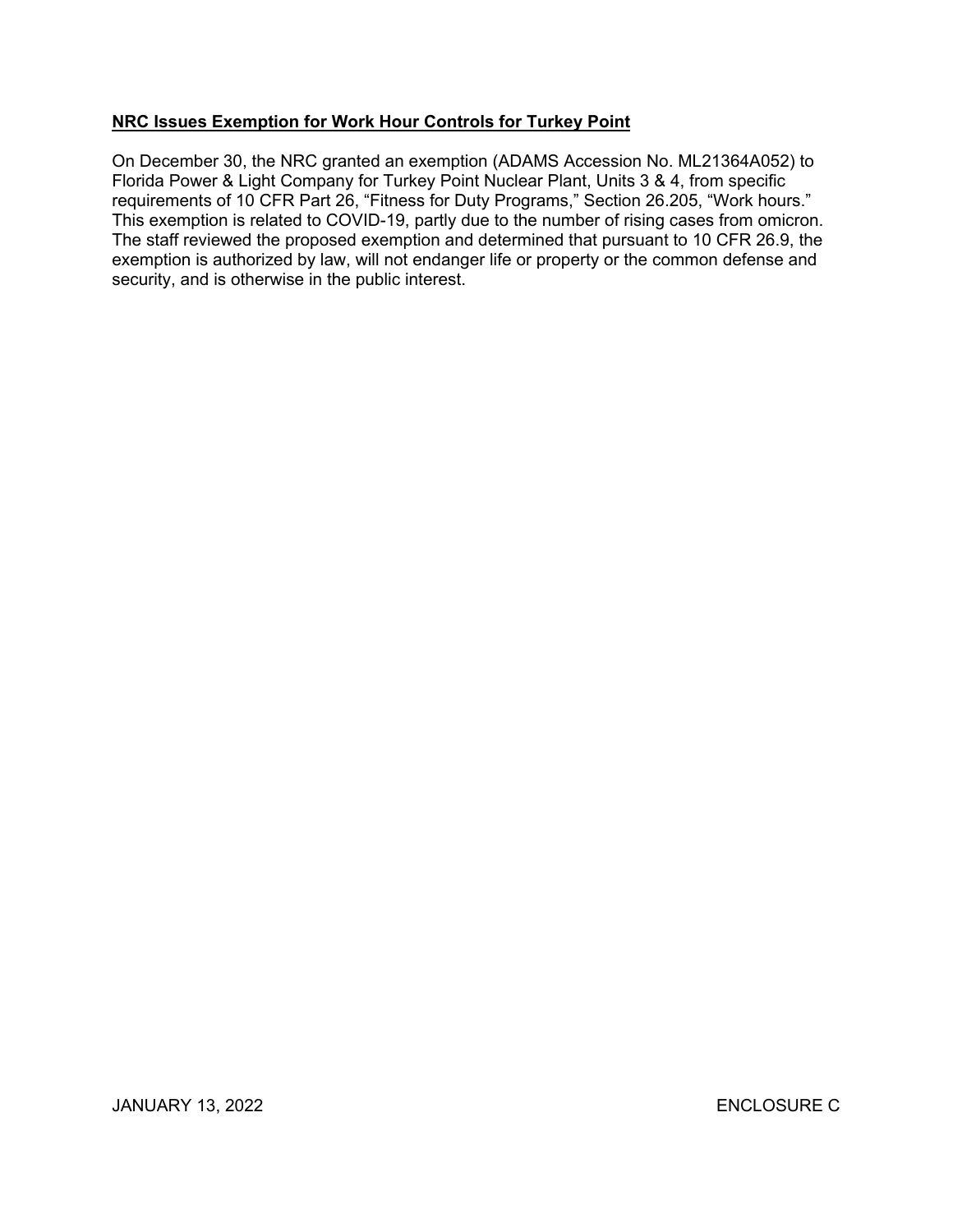**NRC Issues Exemption for Work Hour Controls for Turkey Point**

On December 30, the NRC granted an exemption (ADAMS Accession No. ML21364A052) to Florida Power & Light Company for Turkey Point Nuclear Plant, Units 3 & 4, from specific requirements of 10 CFR Part 26, "Fitness for Duty Programs," Section 26.205, "Work hours." This exemption is related to COVID-19, partly due to the number of rising cases from omicron. The staff reviewed the proposed exemption and determined that pursuant to 10 CFR 26.9, the exemption is authorized by law, will not endanger life or property or the common defense and security, and is otherwise in the public interest.

JANUARY 13, 2022 ENCLOSURE C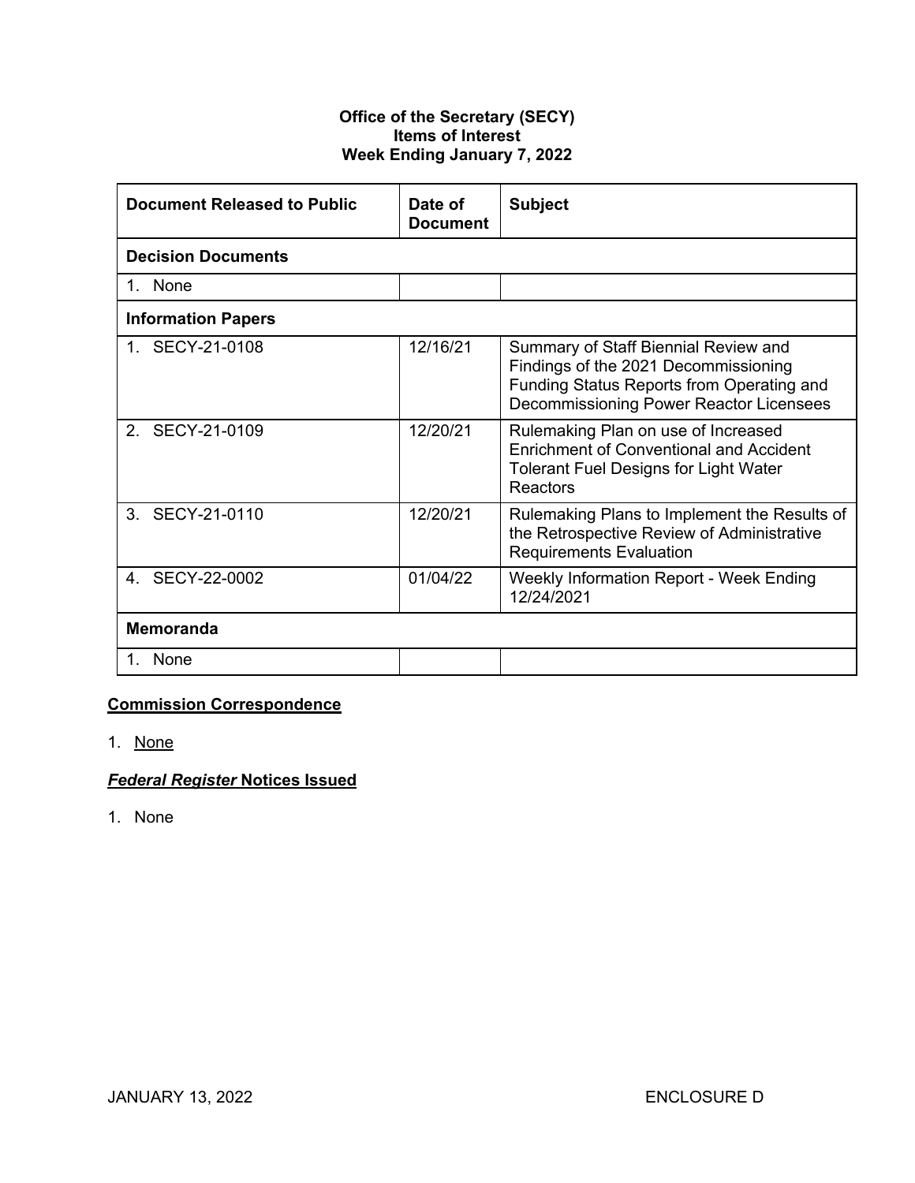**Office of the Secretary (SECY)**
**Items of Interest**
**Week Ending January 7, 2022**

| Document Released to Public | Date of Document | Subject |
|---|---|---|
| **Decision Documents** | | |
| 1. None | | |
| **Information Papers** | | |
| 1. SECY-21-0108 | 12/16/21 | Summary of Staff Biennial Review and Findings of the 2021 Decommissioning Funding Status Reports from Operating and Decommissioning Power Reactor Licensees |
| 2. SECY-21-0109 | 12/20/21 | Rulemaking Plan on use of Increased Enrichment of Conventional and Accident Tolerant Fuel Designs for Light Water Reactors |
| 3. SECY-21-0110 | 12/20/21 | Rulemaking Plans to Implement the Results of the Retrospective Review of Administrative Requirements Evaluation |
| 4. SECY-22-0002 | 01/04/22 | Weekly Information Report - Week Ending 12/24/2021 |
| **Memoranda** | | |
| 1. None | | |

**Commission Correspondence**

1. None

***Federal Register* Notices Issued**

1. None

JANUARY 13, 2022 ENCLOSURE D